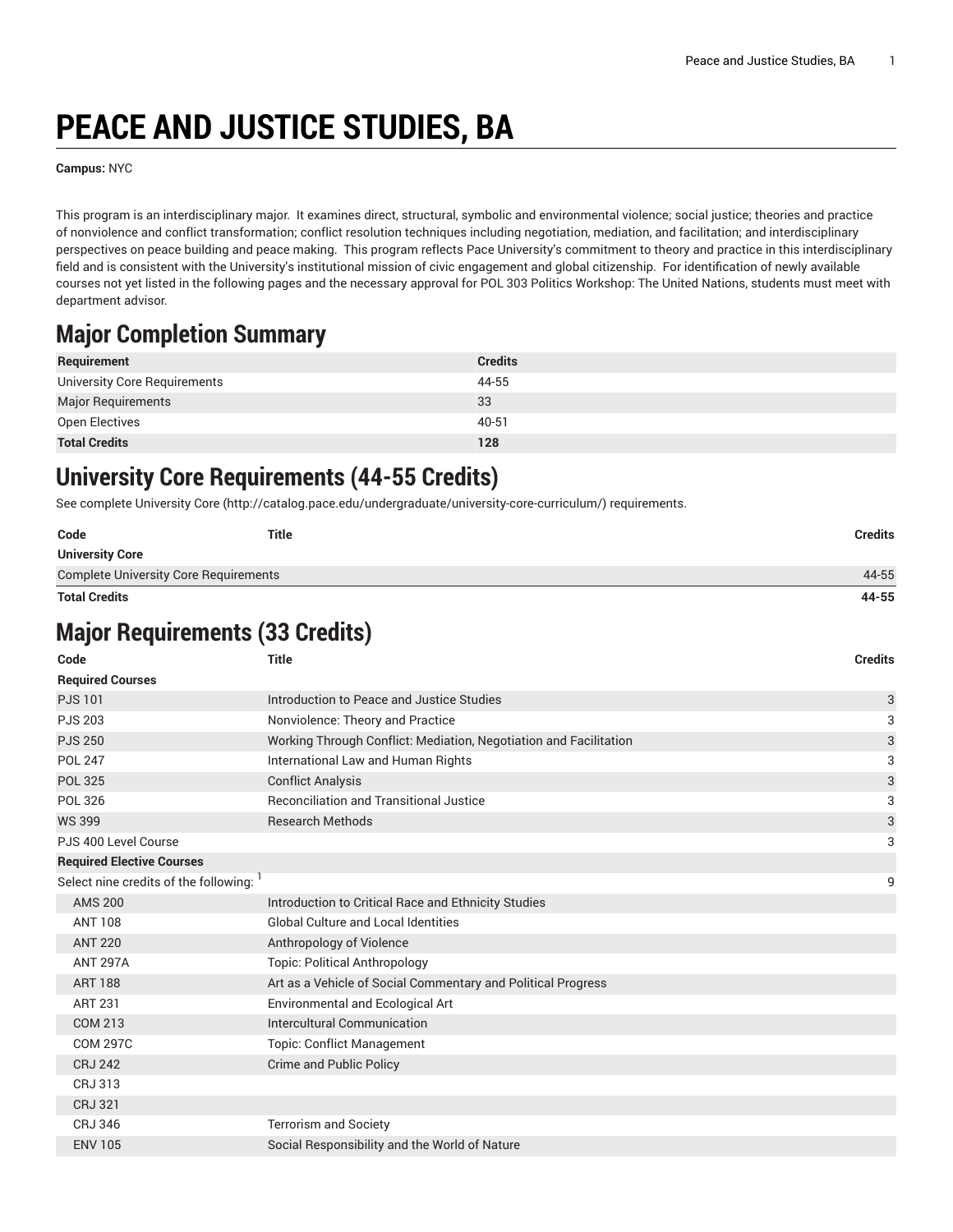# PEACE AND JUSTICE STUDIES, BA

**Campus:** NYC

This program is an interdisciplinary major. It examines direct, structural, symbolic and environmental violence; social justice; theories and practice of nonviolence and conflict transformation; conflict resolution techniques including negotiation, mediation, and facilitation; and interdisciplinary perspectives on peace building and peace making. This program reflects Pace University's commitment to theory and practice in this interdisciplinary field and is consistent with the University's institutional mission of civic engagement and global citizenship. For identification of newly available courses not yet listed in the following pages and the necessary approval for POL 303 Politics Workshop: The United Nations, students must meet with department advisor.

## Major Completion Summary

| Requirement | Credits |
|---|---|
| University Core Requirements | 44-55 |
| Major Requirements | 33 |
| Open Electives | 40-51 |
| **Total Credits** | **128** |

## University Core Requirements (44-55 Credits)

See complete University Core (http://catalog.pace.edu/undergraduate/university-core-curriculum/) requirements.

| Code | Title | Credits |
|---|---|---|
| **University Core** | | |
| Complete University Core Requirements | | 44-55 |
| **Total Credits** | | **44-55** |

## Major Requirements (33 Credits)

| Code | Title | Credits |
|---|---|---|
| **Required Courses** | | |
| PJS 101 | Introduction to Peace and Justice Studies | 3 |
| PJS 203 | Nonviolence: Theory and Practice | 3 |
| PJS 250 | Working Through Conflict: Mediation, Negotiation and Facilitation | 3 |
| POL 247 | International Law and Human Rights | 3 |
| POL 325 | Conflict Analysis | 3 |
| POL 326 | Reconciliation and Transitional Justice | 3 |
| WS 399 | Research Methods | 3 |
| PJS 400 Level Course | | 3 |
| **Required Elective Courses** | | |
| Select nine credits of the following: [1] | | 9 |
| AMS 200 | Introduction to Critical Race and Ethnicity Studies | |
| ANT 108 | Global Culture and Local Identities | |
| ANT 220 | Anthropology of Violence | |
| ANT 297A | Topic: Political Anthropology | |
| ART 188 | Art as a Vehicle of Social Commentary and Political Progress | |
| ART 231 | Environmental and Ecological Art | |
| COM 213 | Intercultural Communication | |
| COM 297C | Topic: Conflict Management | |
| CRJ 242 | Crime and Public Policy | |
| CRJ 313 | | |
| CRJ 321 | | |
| CRJ 346 | Terrorism and Society | |
| ENV 105 | Social Responsibility and the World of Nature | |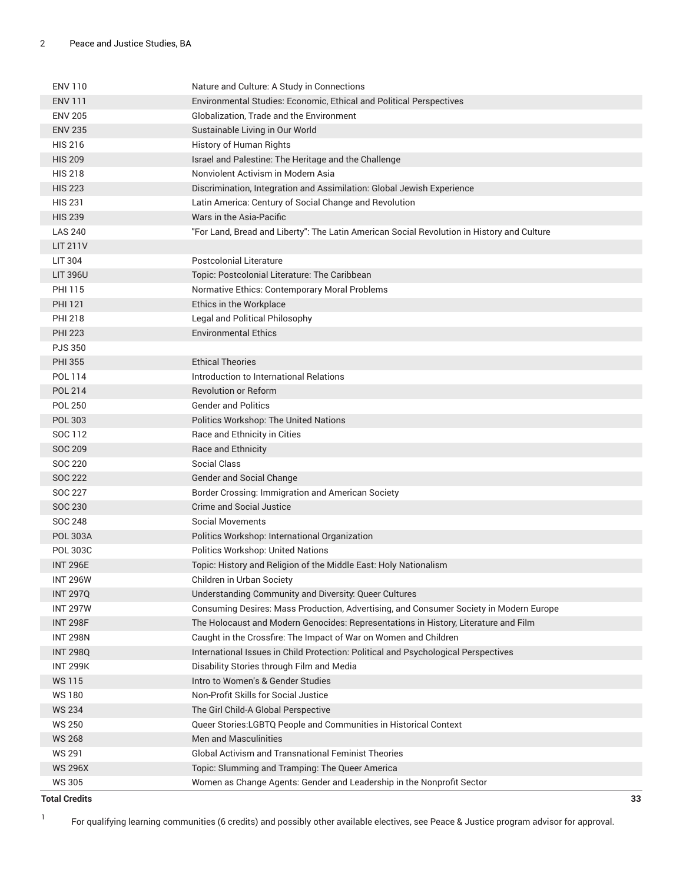| | | |
|---|---|---|
| ENV 110 | Nature and Culture: A Study in Connections | |
| ENV 111 | Environmental Studies: Economic, Ethical and Political Perspectives | |
| ENV 205 | Globalization, Trade and the Environment | |
| ENV 235 | Sustainable Living in Our World | |
| HIS 216 | History of Human Rights | |
| HIS 209 | Israel and Palestine: The Heritage and the Challenge | |
| HIS 218 | Nonviolent Activism in Modern Asia | |
| HIS 223 | Discrimination, Integration and Assimilation: Global Jewish Experience | |
| HIS 231 | Latin America: Century of Social Change and Revolution | |
| HIS 239 | Wars in the Asia-Pacific | |
| LAS 240 | "For Land, Bread and Liberty": The Latin American Social Revolution in History and Culture | |
| LIT 211V | | |
| LIT 304 | Postcolonial Literature | |
| LIT 396U | Topic: Postcolonial Literature: The Caribbean | |
| PHI 115 | Normative Ethics: Contemporary Moral Problems | |
| PHI 121 | Ethics in the Workplace | |
| PHI 218 | Legal and Political Philosophy | |
| PHI 223 | Environmental Ethics | |
| PJS 350 | | |
| PHI 355 | Ethical Theories | |
| POL 114 | Introduction to International Relations | |
| POL 214 | Revolution or Reform | |
| POL 250 | Gender and Politics | |
| POL 303 | Politics Workshop: The United Nations | |
| SOC 112 | Race and Ethnicity in Cities | |
| SOC 209 | Race and Ethnicity | |
| SOC 220 | Social Class | |
| SOC 222 | Gender and Social Change | |
| SOC 227 | Border Crossing: Immigration and American Society | |
| SOC 230 | Crime and Social Justice | |
| SOC 248 | Social Movements | |
| POL 303A | Politics Workshop: International Organization | |
| POL 303C | Politics Workshop: United Nations | |
| INT 296E | Topic: History and Religion of the Middle East: Holy Nationalism | |
| INT 296W | Children in Urban Society | |
| INT 297Q | Understanding Community and Diversity: Queer Cultures | |
| INT 297W | Consuming Desires: Mass Production, Advertising, and Consumer Society in Modern Europe | |
| INT 298F | The Holocaust and Modern Genocides: Representations in History, Literature and Film | |
| INT 298N | Caught in the Crossfire: The Impact of War on Women and Children | |
| INT 298Q | International Issues in Child Protection: Political and Psychological Perspectives | |
| INT 299K | Disability Stories through Film and Media | |
| WS 115 | Intro to Women's & Gender Studies | |
| WS 180 | Non-Profit Skills for Social Justice | |
| WS 234 | The Girl Child-A Global Perspective | |
| WS 250 | Queer Stories:LGBTQ People and Communities in Historical Context | |
| WS 268 | Men and Masculinities | |
| WS 291 | Global Activism and Transnational Feminist Theories | |
| WS 296X | Topic: Slumming and Tramping: The Queer America | |
| WS 305 | Women as Change Agents: Gender and Leadership in the Nonprofit Sector | |
| **Total Credits** | | **33** |

[1] For qualifying learning communities (6 credits) and possibly other available electives, see Peace & Justice program advisor for approval.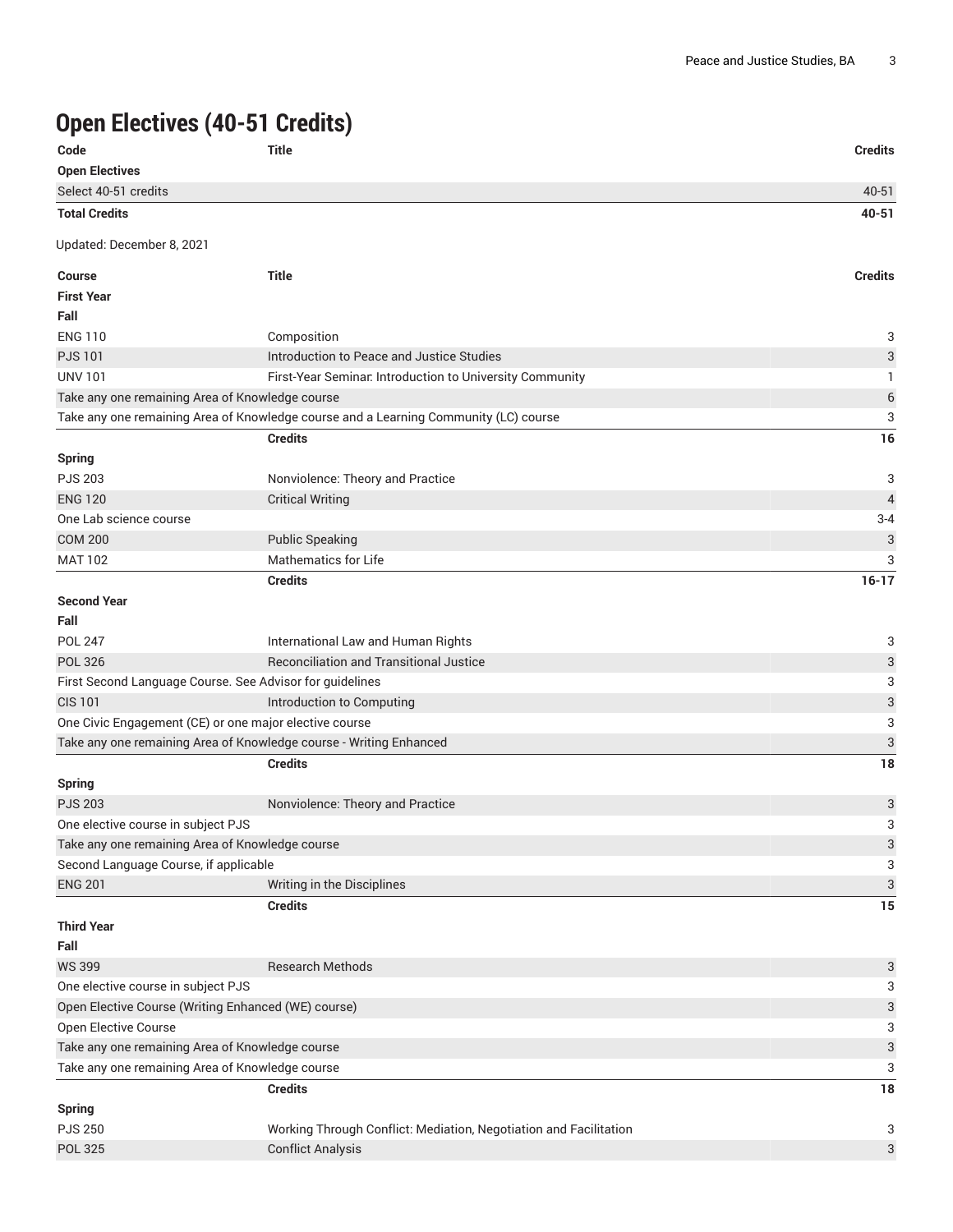## Open Electives (40-51 Credits)

| Code | Title | Credits |
|---|---|---|
| **Open Electives** | | |
| Select 40-51 credits | | 40-51 |
| **Total Credits** | | **40-51** |

Updated: December 8, 2021

| Course | Title | Credits |
|---|---|---|
| **First Year** | | |
| **Fall** | | |
| ENG 110 | Composition | 3 |
| PJS 101 | Introduction to Peace and Justice Studies | 3 |
| UNV 101 | First-Year Seminar: Introduction to University Community | 1 |
| Take any one remaining Area of Knowledge course | | 6 |
| Take any one remaining Area of Knowledge course and a Learning Community (LC) course | | 3 |
| | **Credits** | **16** |
| **Spring** | | |
| PJS 203 | Nonviolence: Theory and Practice | 3 |
| ENG 120 | Critical Writing | 4 |
| One Lab science course | | 3-4 |
| COM 200 | Public Speaking | 3 |
| MAT 102 | Mathematics for Life | 3 |
| | **Credits** | **16-17** |
| **Second Year** | | |
| **Fall** | | |
| POL 247 | International Law and Human Rights | 3 |
| POL 326 | Reconciliation and Transitional Justice | 3 |
| First Second Language Course. See Advisor for guidelines | | 3 |
| CIS 101 | Introduction to Computing | 3 |
| One Civic Engagement (CE) or one major elective course | | 3 |
| Take any one remaining Area of Knowledge course - Writing Enhanced | | 3 |
| | **Credits** | **18** |
| **Spring** | | |
| PJS 203 | Nonviolence: Theory and Practice | 3 |
| One elective course in subject PJS | | 3 |
| Take any one remaining Area of Knowledge course | | 3 |
| Second Language Course, if applicable | | 3 |
| ENG 201 | Writing in the Disciplines | 3 |
| | **Credits** | **15** |
| **Third Year** | | |
| **Fall** | | |
| WS 399 | Research Methods | 3 |
| One elective course in subject PJS | | 3 |
| Open Elective Course (Writing Enhanced (WE) course) | | 3 |
| Open Elective Course | | 3 |
| Take any one remaining Area of Knowledge course | | 3 |
| Take any one remaining Area of Knowledge course | | 3 |
| | **Credits** | **18** |
| **Spring** | | |
| PJS 250 | Working Through Conflict: Mediation, Negotiation and Facilitation | 3 |
| POL 325 | Conflict Analysis | 3 |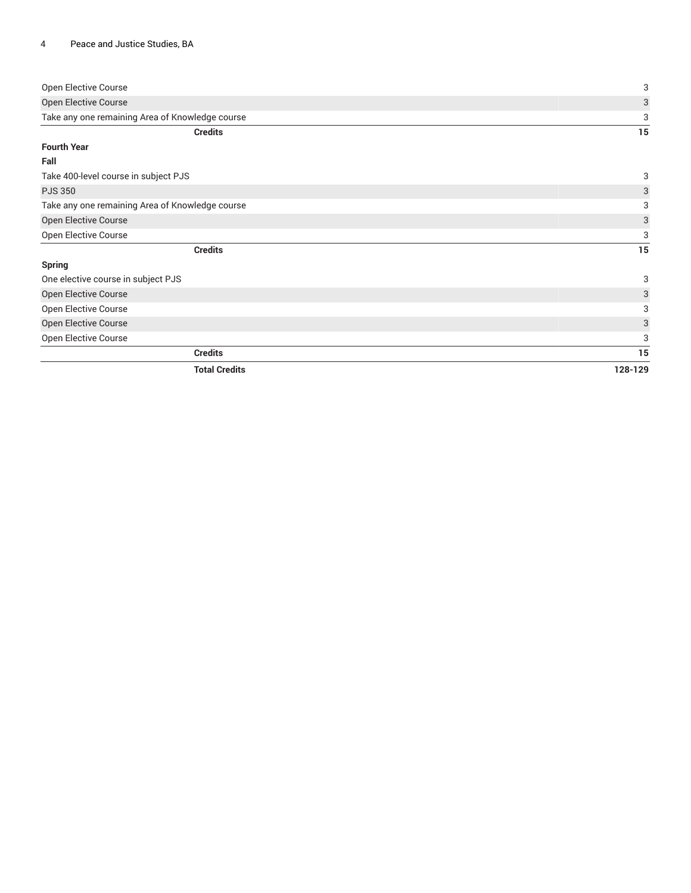| | |
|---|---|
| Open Elective Course | 3 |
| Open Elective Course | 3 |
| Take any one remaining Area of Knowledge course | 3 |
| **Credits** | **15** |
| **Fourth Year** | |
| **Fall** | |
| Take 400-level course in subject PJS | 3 |
| PJS 350 | 3 |
| Take any one remaining Area of Knowledge course | 3 |
| Open Elective Course | 3 |
| Open Elective Course | 3 |
| **Credits** | **15** |
| **Spring** | |
| One elective course in subject PJS | 3 |
| Open Elective Course | 3 |
| Open Elective Course | 3 |
| Open Elective Course | 3 |
| Open Elective Course | 3 |
| **Credits** | **15** |
| **Total Credits** | **128-129** |